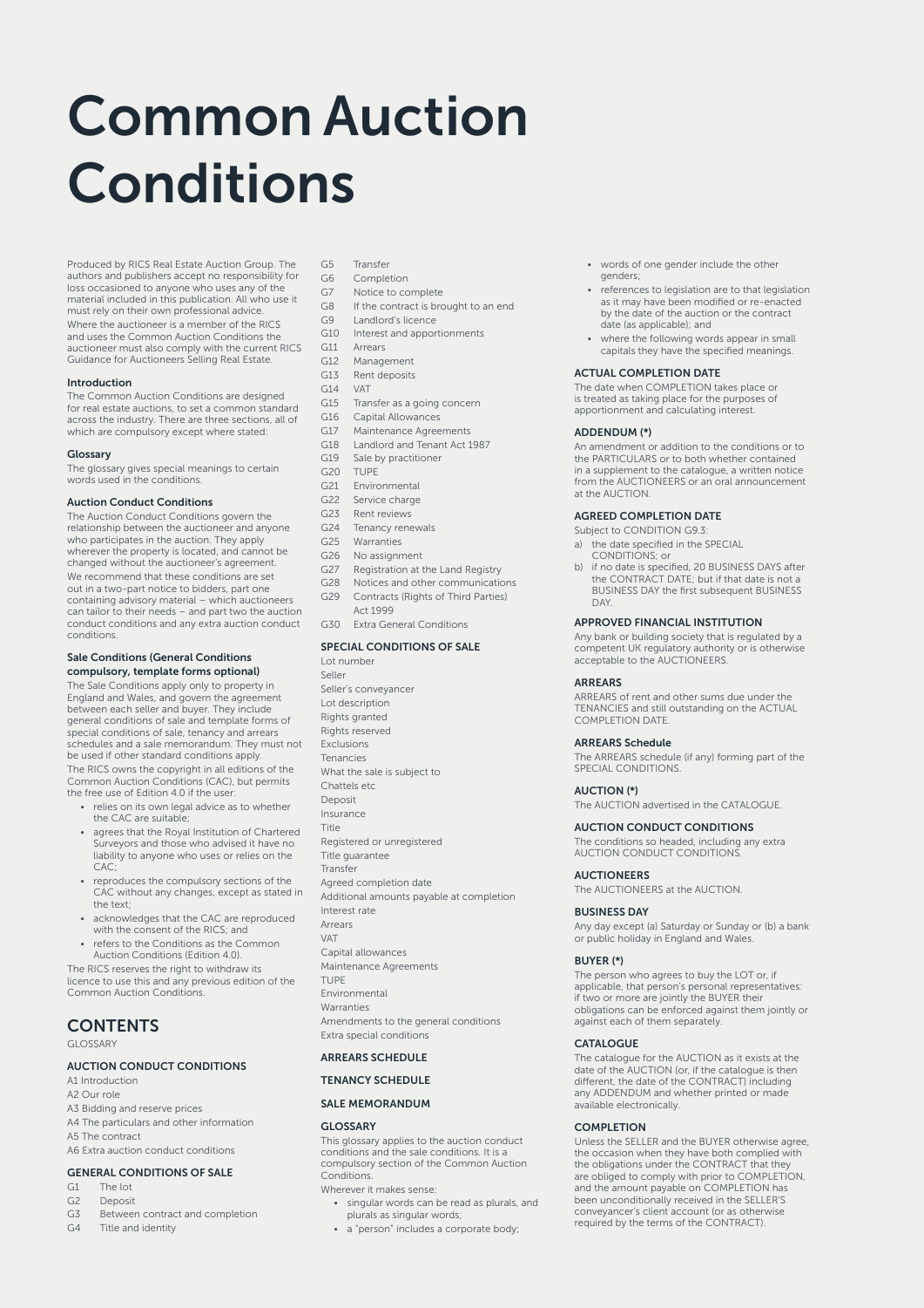# Common Auction Conditions

Produced by RICS Real Estate Auction Group. The authors and publishers accept no responsibility for loss occasioned to anyone who uses any of the material included in this publication. All who use it must rely on their own professional advice.

Where the auctioneer is a member of the RICS and uses the Common Auction Conditions the auctioneer must also comply with the current RICS Guidance for Auctioneers Selling Real Estate.

### Introduction

The Common Auction Conditions are designed for real estate auctions, to set a common standard across the industry. There are three sections, all of which are compulsory except where stated:

### Glossary

The glossary gives special meanings to certain words used in the conditions.

### Auction Conduct Conditions

The Auction Conduct Conditions govern the relationship between the auctioneer and anyone who participates in the auction. They apply wherever the property is located, and cannot be changed without the auctioneer's agreement.

We recommend that these conditions are set out in a two-part notice to bidders, part one containing advisory material – which auctioneers can tailor to their needs – and part two the auction conduct conditions and any extra auction conduct conditions.

### Sale Conditions (General Conditions compulsory, template forms optional)

The Sale Conditions apply only to property in England and Wales, and govern the agreement between each seller and buyer. They include general conditions of sale and template forms of special conditions of sale, tenancy and arrears schedules and a sale memorandum. They must not be used if other standard conditions apply.

The RICS owns the copyright in all editions of the Common Auction Conditions (CAC), but permits the free use of Edition 4.0 if the user:

- relies on its own legal advice as to whether the CAC are suitable;
- agrees that the Royal Institution of Chartered Surveyors and those who advised it have no liability to anyone who uses or relies on the CAC;
- reproduces the compulsory sections of the CAC without any changes, except as stated in the text;
- acknowledges that the CAC are reproduced with the consent of the RICS; and
- refers to the Conditions as the Common Auction Conditions (Edition 4.0).

The RICS reserves the right to withdraw its licence to use this and any previous edition of the Common Auction Conditions.

## CONTENTS

GLOSSARY

### AUCTION CONDUCT CONDITIONS

A1 Introduction
A2 Our role
A3 Bidding and reserve prices
A4 The particulars and other information
A5 The contract
A6 Extra auction conduct conditions

### GENERAL CONDITIONS OF SALE

G1 The lot
G2 Deposit
G3 Between contract and completion
G4 Title and identity
G5 Transfer
G6 Completion
G7 Notice to complete
G8 If the contract is brought to an end
G9 Landlord's licence
G10 Interest and apportionments
G11 Arrears
G12 Management
G13 Rent deposits
G14 VAT
G15 Transfer as a going concern
G16 Capital Allowances
G17 Maintenance Agreements
G18 Landlord and Tenant Act 1987
G19 Sale by practitioner
G20 TUPE
G21 Environmental
G22 Service charge
G23 Rent reviews
G24 Tenancy renewals
G25 Warranties
G26 No assignment
G27 Registration at the Land Registry
G28 Notices and other communications
G29 Contracts (Rights of Third Parties) Act 1999
G30 Extra General Conditions

### SPECIAL CONDITIONS OF SALE

Lot number
Seller
Seller's conveyancer
Lot description
Rights granted
Rights reserved
Exclusions
Tenancies
What the sale is subject to
Chattels etc
Deposit
Insurance
Title
Registered or unregistered
Title guarantee
Transfer
Agreed completion date
Additional amounts payable at completion
Interest rate
Arrears
VAT
Capital allowances
Maintenance Agreements
TUPE
Environmental
Warranties
Amendments to the general conditions
Extra special conditions

### ARREARS SCHEDULE

### TENANCY SCHEDULE

### SALE MEMORANDUM

### GLOSSARY

This glossary applies to the auction conduct conditions and the sale conditions. It is a compulsory section of the Common Auction Conditions.

Wherever it makes sense:

- singular words can be read as plurals, and plurals as singular words;
- a "person" includes a corporate body;
- words of one gender include the other genders;
- references to legislation are to that legislation as it may have been modified or re-enacted by the date of the auction or the contract date (as applicable); and
- where the following words appear in small capitals they have the specified meanings.

#### ACTUAL COMPLETION DATE

The date when COMPLETION takes place or is treated as taking place for the purposes of apportionment and calculating interest.

#### ADDENDUM (*)

An amendment or addition to the conditions or to the PARTICULARS or to both whether contained in a supplement to the catalogue, a written notice from the AUCTIONEERS or an oral announcement at the AUCTION.

#### AGREED COMPLETION DATE

Subject to CONDITION G9.3:

a) the date specified in the SPECIAL CONDITIONS; or
b) if no date is specified, 20 BUSINESS DAYS after the CONTRACT DATE; but if that date is not a BUSINESS DAY the first subsequent BUSINESS DAY.

#### APPROVED FINANCIAL INSTITUTION

Any bank or building society that is regulated by a competent UK regulatory authority or is otherwise acceptable to the AUCTIONEERS.

#### ARREARS

ARREARS of rent and other sums due under the TENANCIES and still outstanding on the ACTUAL COMPLETION DATE.

#### ARREARS Schedule

The ARREARS schedule (if any) forming part of the SPECIAL CONDITIONS.

#### AUCTION (*)

The AUCTION advertised in the CATALOGUE.

#### AUCTION CONDUCT CONDITIONS

The conditions so headed, including any extra AUCTION CONDUCT CONDITIONS.

#### AUCTIONEERS

The AUCTIONEERS at the AUCTION.

#### BUSINESS DAY

Any day except (a) Saturday or Sunday or (b) a bank or public holiday in England and Wales.

#### BUYER (*)

The person who agrees to buy the LOT or, if applicable, that person's personal representatives: if two or more are jointly the BUYER their obligations can be enforced against them jointly or against each of them separately.

#### CATALOGUE

The catalogue for the AUCTION as it exists at the date of the AUCTION (or, if the catalogue is then different, the date of the CONTRACT) including any ADDENDUM and whether printed or made available electronically.

#### COMPLETION

Unless the SELLER and the BUYER otherwise agree, the occasion when they have both complied with the obligations under the CONTRACT that they are obliged to comply with prior to COMPLETION, and the amount payable on COMPLETION has been unconditionally received in the SELLER'S conveyancer's client account (or as otherwise required by the terms of the CONTRACT).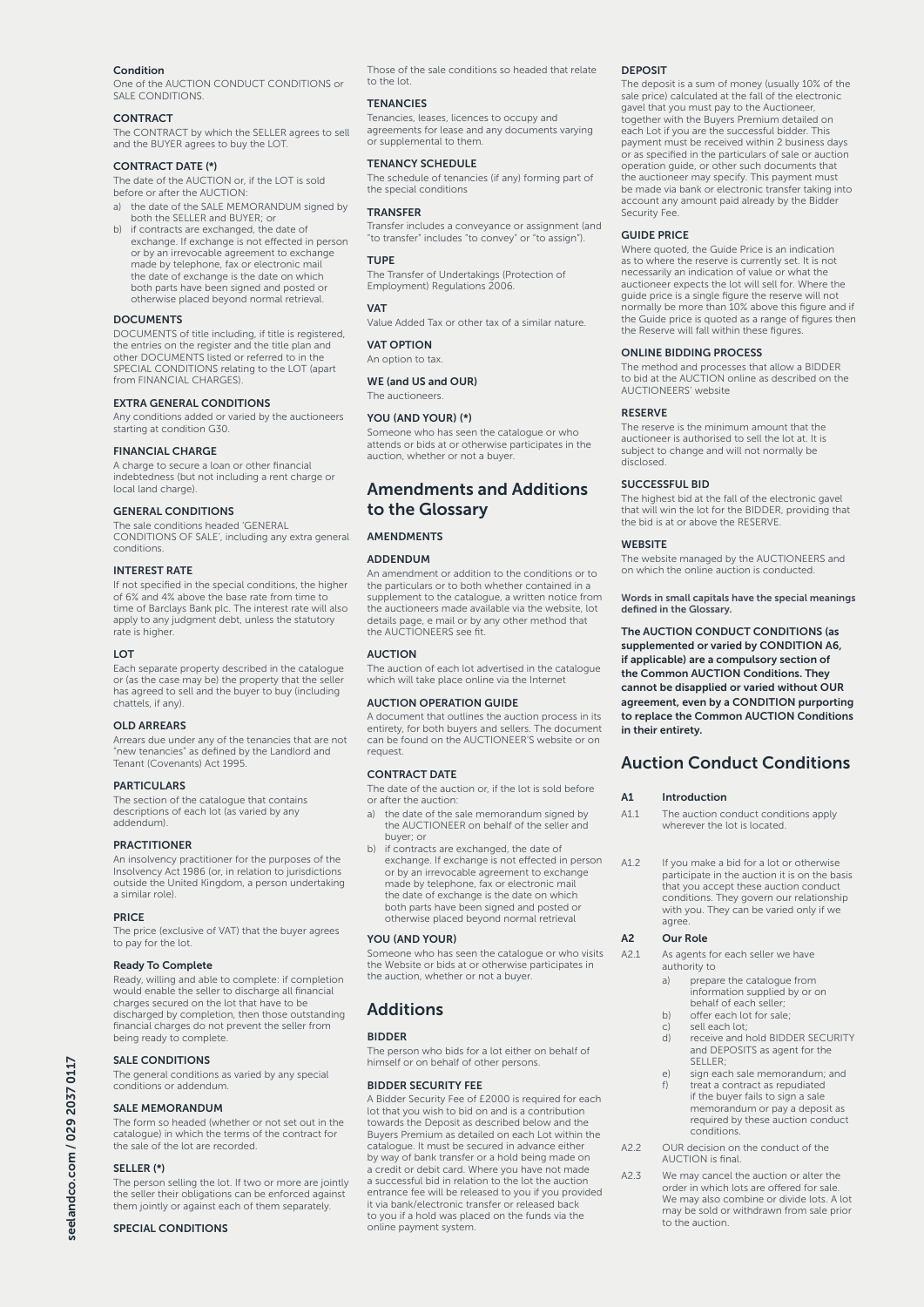### Condition
One of the AUCTION CONDUCT CONDITIONS or SALE CONDITIONS.

### CONTRACT
The CONTRACT by which the SELLER agrees to sell and the BUYER agrees to buy the LOT.

### CONTRACT DATE (*)
The date of the AUCTION or, if the LOT is sold before or after the AUCTION:

a) the date of the SALE MEMORANDUM signed by both the SELLER and BUYER; or
b) if contracts are exchanged, the date of exchange. If exchange is not effected in person or by an irrevocable agreement to exchange made by telephone, fax or electronic mail the date of exchange is the date on which both parts have been signed and posted or otherwise placed beyond normal retrieval.

### DOCUMENTS
DOCUMENTS of title including, if title is registered, the entries on the register and the title plan and other DOCUMENTS listed or referred to in the SPECIAL CONDITIONS relating to the LOT (apart from FINANCIAL CHARGES).

### EXTRA GENERAL CONDITIONS
Any conditions added or varied by the auctioneers starting at condition G30.

### FINANCIAL CHARGE
A charge to secure a loan or other financial indebtedness (but not including a rent charge or local land charge).

### GENERAL CONDITIONS
The sale conditions headed 'GENERAL CONDITIONS OF SALE', including any extra general conditions.

### INTEREST RATE
If not specified in the special conditions, the higher of 6% and 4% above the base rate from time to time of Barclays Bank plc. The interest rate will also apply to any judgment debt, unless the statutory rate is higher.

### LOT
Each separate property described in the catalogue or (as the case may be) the property that the seller has agreed to sell and the buyer to buy (including chattels, if any).

### OLD ARREARS
Arrears due under any of the tenancies that are not "new tenancies" as defined by the Landlord and Tenant (Covenants) Act 1995.

### PARTICULARS
The section of the catalogue that contains descriptions of each lot (as varied by any addendum).

### PRACTITIONER
An insolvency practitioner for the purposes of the Insolvency Act 1986 (or, in relation to jurisdictions outside the United Kingdom, a person undertaking a similar role).

### PRICE
The price (exclusive of VAT) that the buyer agrees to pay for the lot.

### Ready To Complete
Ready, willing and able to complete: if completion would enable the seller to discharge all financial charges secured on the lot that have to be discharged by completion, then those outstanding financial charges do not prevent the seller from being ready to complete.

### SALE CONDITIONS
The general conditions as varied by any special conditions or addendum.

### SALE MEMORANDUM
The form so headed (whether or not set out in the catalogue) in which the terms of the contract for the sale of the lot are recorded.

### SELLER (*)
The person selling the lot. If two or more are jointly the seller their obligations can be enforced against them jointly or against each of them separately.

### SPECIAL CONDITIONS
Those of the sale conditions so headed that relate to the lot.

### TENANCIES
Tenancies, leases, licences to occupy and agreements for lease and any documents varying or supplemental to them.

### TENANCY SCHEDULE
The schedule of tenancies (if any) forming part of the special conditions

### TRANSFER
Transfer includes a conveyance or assignment (and "to transfer" includes "to convey" or "to assign").

### TUPE
The Transfer of Undertakings (Protection of Employment) Regulations 2006.

### VAT
Value Added Tax or other tax of a similar nature.

### VAT OPTION
An option to tax.

### WE (and US and OUR)
The auctioneers.

### YOU (AND YOUR) (*)
Someone who has seen the catalogue or who attends or bids at or otherwise participates in the auction, whether or not a buyer.

## Amendments and Additions to the Glossary

### AMENDMENTS

### ADDENDUM
An amendment or addition to the conditions or to the particulars or to both whether contained in a supplement to the catalogue, a written notice from the auctioneers made available via the website, lot details page, e mail or by any other method that the AUCTIONEERS see fit.

### AUCTION
The auction of each lot advertised in the catalogue which will take place online via the Internet

### AUCTION OPERATION GUIDE
A document that outlines the auction process in its entirety, for both buyers and sellers. The document can be found on the AUCTIONEER'S website or on request.

### CONTRACT DATE
The date of the auction or, if the lot is sold before or after the auction:

a) the date of the sale memorandum signed by the AUCTIONEER on behalf of the seller and buyer; or
b) if contracts are exchanged, the date of exchange. If exchange is not effected in person or by an irrevocable agreement to exchange made by telephone, fax or electronic mail the date of exchange is the date on which both parts have been signed and posted or otherwise placed beyond normal retrieval

### YOU (AND YOUR)
Someone who has seen the catalogue or who visits the Website or bids at or otherwise participates in the auction, whether or not a buyer.

## Additions

### BIDDER
The person who bids for a lot either on behalf of himself or on behalf of other persons.

### BIDDER SECURITY FEE
A Bidder Security Fee of £2000 is required for each lot that you wish to bid on and is a contribution towards the Deposit as described below and the Buyers Premium as detailed on each Lot within the catalogue. It must be secured in advance either by way of bank transfer or a hold being made on a credit or debit card. Where you have not made a successful bid in relation to the lot the auction entrance fee will be released to you if you provided it via bank/electronic transfer or released back to you if a hold was placed on the funds via the online payment system.

### DEPOSIT
The deposit is a sum of money (usually 10% of the sale price) calculated at the fall of the electronic gavel that you must pay to the Auctioneer, together with the Buyers Premium detailed on each Lot if you are the successful bidder. This payment must be received within 2 business days or as specified in the particulars of sale or auction operation guide, or other such documents that the auctioneer may specify. This payment must be made via bank or electronic transfer taking into account any amount paid already by the Bidder Security Fee.

### GUIDE PRICE
Where quoted, the Guide Price is an indication as to where the reserve is currently set. It is not necessarily an indication of value or what the auctioneer expects the lot will sell for. Where the guide price is a single figure the reserve will not normally be more than 10% above this figure and if the Guide price is quoted as a range of figures then the Reserve will fall within these figures.

### ONLINE BIDDING PROCESS
The method and processes that allow a BIDDER to bid at the AUCTION online as described on the AUCTIONEERS' website

### RESERVE
The reserve is the minimum amount that the auctioneer is authorised to sell the lot at. It is subject to change and will not normally be disclosed.

### SUCCESSFUL BID
The highest bid at the fall of the electronic gavel that will win the lot for the BIDDER, providing that the bid is at or above the RESERVE.

### WEBSITE
The website managed by the AUCTIONEERS and on which the online auction is conducted.

**Words in small capitals have the special meanings defined in the Glossary.**

**The AUCTION CONDUCT CONDITIONS (as supplemented or varied by CONDITION A6, if applicable) are a compulsory section of the Common AUCTION Conditions. They cannot be disapplied or varied without OUR agreement, even by a CONDITION purporting to replace the Common AUCTION Conditions in their entirety.**

## Auction Conduct Conditions

### A1 Introduction

A1.1 The auction conduct conditions apply wherever the lot is located.

A1.2 If you make a bid for a lot or otherwise participate in the auction it is on the basis that you accept these auction conduct conditions. They govern our relationship with you. They can be varied only if we agree.

### A2 Our Role

A2.1 As agents for each seller we have authority to

a) prepare the catalogue from information supplied by or on behalf of each seller;
b) offer each lot for sale;
c) sell each lot;
d) receive and hold BIDDER SECURITY and DEPOSITS as agent for the SELLER;
e) sign each sale memorandum; and
f) treat a contract as repudiated if the buyer fails to sign a sale memorandum or pay a deposit as required by these auction conduct conditions.

A2.2 OUR decision on the conduct of the AUCTION is final.

A2.3 We may cancel the auction or alter the order in which lots are offered for sale. We may also combine or divide lots. A lot may be sold or withdrawn from sale prior to the auction.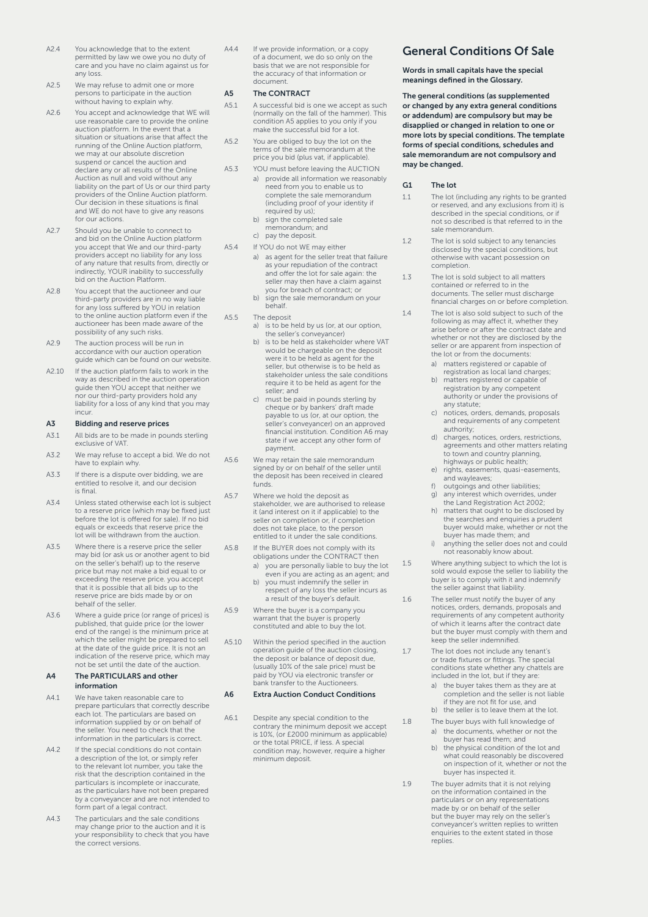A2.4 You acknowledge that to the extent permitted by law we owe you no duty of care and you have no claim against us for any loss.

A2.5 We may refuse to admit one or more persons to participate in the auction without having to explain why.

A2.6 You accept and acknowledge that WE will use reasonable care to provide the online auction platform. In the event that a situation or situations arise that affect the running of the Online Auction platform, we may at our absolute discretion suspend or cancel the auction and declare any or all results of the Online Auction as null and void without any liability on the part of Us or our third party providers of the Online Auction platform. Our decision in these situations is final and WE do not have to give any reasons for our actions.

A2.7 Should you be unable to connect to and bid on the Online Auction platform you accept that We and our third-party providers accept no liability for any loss of any nature that results from, directly or indirectly, YOUR inability to successfully bid on the Auction Platform.

A2.8 You accept that the auctioneer and our third-party providers are in no way liable for any loss suffered by YOU in relation to the online auction platform even if the auctioneer has been made aware of the possibility of any such risks.

A2.9 The auction process will be run in accordance with our auction operation guide which can be found on our website.

A2.10 If the auction platform fails to work in the way as described in the auction operation guide then YOU accept that neither we nor our third-party providers hold any liability for a loss of any kind that you may incur.

### A3 Bidding and reserve prices

A3.1 All bids are to be made in pounds sterling exclusive of VAT.

A3.2 We may refuse to accept a bid. We do not have to explain why.

A3.3 If there is a dispute over bidding, we are entitled to resolve it, and our decision is final.

A3.4 Unless stated otherwise each lot is subject to a reserve price (which may be fixed just before the lot is offered for sale). If no bid equals or exceeds that reserve price the lot will be withdrawn from the auction.

A3.5 Where there is a reserve price the seller may bid (or ask us or another agent to bid on the seller's behalf) up to the reserve price but may not make a bid equal to or exceeding the reserve price. you accept that it is possible that all bids up to the reserve price are bids made by or on behalf of the seller.

A3.6 Where a guide price (or range of prices) is published, that guide price (or the lower end of the range) is the minimum price at which the seller might be prepared to sell at the date of the guide price. It is not an indication of the reserve price, which may not be set until the date of the auction.

### A4 The PARTICULARS and other information

A4.1 We have taken reasonable care to prepare particulars that correctly describe each lot. The particulars are based on information supplied by or on behalf of the seller. You need to check that the information in the particulars is correct.

A4.2 If the special conditions do not contain a description of the lot, or simply refer to the relevant lot number, you take the risk that the description contained in the particulars is incomplete or inaccurate, as the particulars have not been prepared by a conveyancer and are not intended to form part of a legal contract.

A4.3 The particulars and the sale conditions may change prior to the auction and it is your responsibility to check that you have the correct versions.

A4.4 If we provide information, or a copy of a document, we do so only on the basis that we are not responsible for the accuracy of that information or document.

### A5 The CONTRACT

A5.1 A successful bid is one we accept as such (normally on the fall of the hammer). This condition A5 applies to you only if you make the successful bid for a lot.

A5.2 You are obliged to buy the lot on the terms of the sale memorandum at the price you bid (plus vat, if applicable).

A5.3 YOU must before leaving the AUCTION

a) provide all information we reasonably need from you to enable us to complete the sale memorandum (including proof of your identity if required by us);
b) sign the completed sale memorandum; and
c) pay the deposit.

A5.4 If YOU do not WE may either

a) as agent for the seller treat that failure as your repudiation of the contract and offer the lot for sale again: the seller may then have a claim against you for breach of contract; or
b) sign the sale memorandum on your behalf.

A5.5 The deposit

a) is to be held by us (or, at our option, the seller's conveyancer)
b) is to be held as stakeholder where VAT would be chargeable on the deposit were it to be held as agent for the seller, but otherwise is to be held as stakeholder unless the sale conditions require it to be held as agent for the seller; and
c) must be paid in pounds sterling by cheque or by bankers' draft made payable to us (or, at our option, the seller's conveyancer) on an approved financial institution. Condition A6 may state if we accept any other form of payment.

A5.6 We may retain the sale memorandum signed by or on behalf of the seller until the deposit has been received in cleared funds.

A5.7 Where we hold the deposit as stakeholder, we are authorised to release it (and interest on it if applicable) to the seller on completion or, if completion does not take place, to the person entitled to it under the sale conditions.

A5.8 If the BUYER does not comply with its obligations under the CONTRACT then

a) you are personally liable to buy the lot even if you are acting as an agent; and
b) you must indemnify the seller in respect of any loss the seller incurs as a result of the buyer's default.

A5.9 Where the buyer is a company you warrant that the buyer is properly constituted and able to buy the lot.

A5.10 Within the period specified in the auction operation guide of the auction closing, the deposit or balance of deposit due, (usually 10% of the sale price) must be paid by YOU via electronic transfer or bank transfer to the Auctioneers.

### A6 Extra Auction Conduct Conditions

A6.1 Despite any special condition to the contrary the minimum deposit we accept is 10%, (or £2000 minimum as applicable) or the total PRICE, if less. A special condition may, however, require a higher minimum deposit.

## General Conditions Of Sale

**Words in small capitals have the special meanings defined in the Glossary.**

**The general conditions (as supplemented or changed by any extra general conditions or addendum) are compulsory but may be disapplied or changed in relation to one or more lots by special conditions. The template forms of special conditions, schedules and sale memorandum are not compulsory and may be changed.**

### G1 The lot

1.1 The lot (including any rights to be granted or reserved, and any exclusions from it) is described in the special conditions, or if not so described is that referred to in the sale memorandum.

1.2 The lot is sold subject to any tenancies disclosed by the special conditions, but otherwise with vacant possession on completion.

1.3 The lot is sold subject to all matters contained or referred to in the documents. The seller must discharge financial charges on or before completion.

1.4 The lot is also sold subject to such of the following as may affect it, whether they arise before or after the contract date and whether or not they are disclosed by the seller or are apparent from inspection of the lot or from the documents:

a) matters registered or capable of registration as local land charges;
b) matters registered or capable of registration by any competent authority or under the provisions of any statute;
c) notices, orders, demands, proposals and requirements of any competent authority;
d) charges, notices, orders, restrictions, agreements and other matters relating to town and country planning, highways or public health;
e) rights, easements, quasi-easements, and wayleaves;
f) outgoings and other liabilities;
g) any interest which overrides, under the Land Registration Act 2002;
h) matters that ought to be disclosed by the searches and enquiries a prudent buyer would make, whether or not the buyer has made them; and
i) anything the seller does not and could not reasonably know about.

1.5 Where anything subject to which the lot is sold would expose the seller to liability the buyer is to comply with it and indemnify the seller against that liability.

1.6 The seller must notify the buyer of any notices, orders, demands, proposals and requirements of any competent authority of which it learns after the contract date but the buyer must comply with them and keep the seller indemnified.

1.7 The lot does not include any tenant's or trade fixtures or fittings. The special conditions state whether any chattels are included in the lot, but if they are:

a) the buyer takes them as they are at completion and the seller is not liable if they are not fit for use, and
b) the seller is to leave them at the lot.

1.8 The buyer buys with full knowledge of

a) the documents, whether or not the buyer has read them; and
b) the physical condition of the lot and what could reasonably be discovered on inspection of it, whether or not the buyer has inspected it.

1.9 The buyer admits that it is not relying on the information contained in the particulars or on any representations made by or on behalf of the seller but the buyer may rely on the seller's conveyancer's written replies to written enquiries to the extent stated in those replies.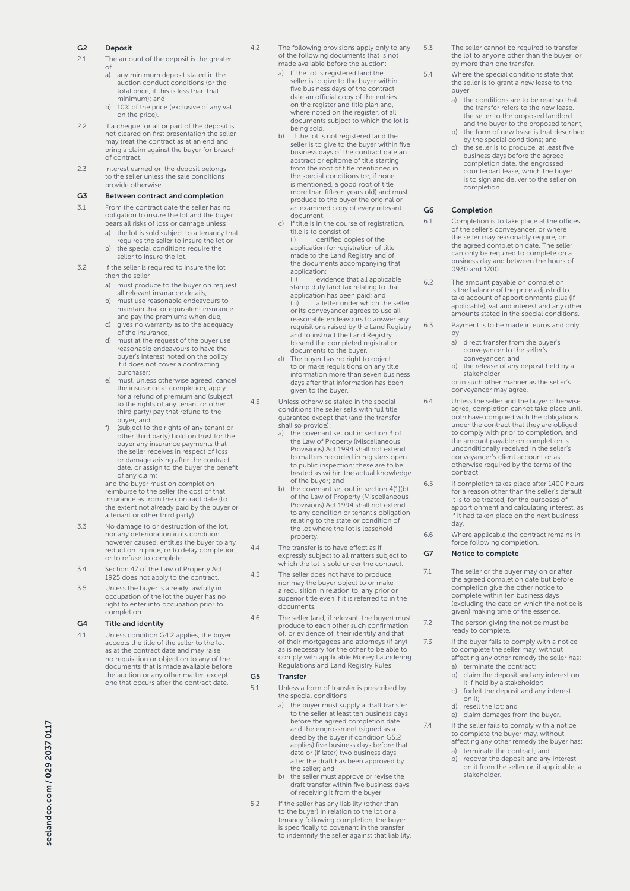## G2 Deposit

2.1 The amount of the deposit is the greater of

a) any minimum deposit stated in the auction conduct conditions (or the total price, if this is less than that minimum); and

b) 10% of the price (exclusive of any vat on the price).

2.2 If a cheque for all or part of the deposit is not cleared on first presentation the seller may treat the contract as at an end and bring a claim against the buyer for breach of contract.

2.3 Interest earned on the deposit belongs to the seller unless the sale conditions provide otherwise.

## G3 Between contract and completion

3.1 From the contract date the seller has no obligation to insure the lot and the buyer bears all risks of loss or damage unless

a) the lot is sold subject to a tenancy that requires the seller to insure the lot or

b) the special conditions require the seller to insure the lot.

3.2 If the seller is required to insure the lot then the seller

a) must produce to the buyer on request all relevant insurance details;

b) must use reasonable endeavours to maintain that or equivalent insurance and pay the premiums when due;

c) gives no warranty as to the adequacy of the insurance;

d) must at the request of the buyer use reasonable endeavours to have the buyer's interest noted on the policy if it does not cover a contracting purchaser;

e) must, unless otherwise agreed, cancel the insurance at completion, apply for a refund of premium and (subject to the rights of any tenant or other third party) pay that refund to the buyer; and

f) (subject to the rights of any tenant or other third party) hold on trust for the buyer any insurance payments that the seller receives in respect of loss or damage arising after the contract date, or assign to the buyer the benefit of any claim;

and the buyer must on completion reimburse to the seller the cost of that insurance as from the contract date (to the extent not already paid by the buyer or a tenant or other third party).

3.3 No damage to or destruction of the lot, nor any deterioration in its condition, however caused, entitles the buyer to any reduction in price, or to delay completion, or to refuse to complete.

3.4 Section 47 of the Law of Property Act 1925 does not apply to the contract.

3.5 Unless the buyer is already lawfully in occupation of the lot the buyer has no right to enter into occupation prior to completion.

## G4 Title and identity

4.1 Unless condition G4.2 applies, the buyer accepts the title of the seller to the lot as at the contract date and may raise no requisition or objection to any of the documents that is made available before the auction or any other matter, except one that occurs after the contract date.

4.2 The following provisions apply only to any of the following documents that is not made available before the auction:

a) If the lot is registered land the seller is to give to the buyer within five business days of the contract date an official copy of the entries on the register and title plan and, where noted on the register, of all documents subject to which the lot is being sold.

b) If the lot is not registered land the seller is to give to the buyer within five business days of the contract date an abstract or epitome of title starting from the root of title mentioned in the special conditions (or, if none is mentioned, a good root of title more than fifteen years old) and must produce to the buyer the original or an examined copy of every relevant document.

c) If title is in the course of registration, title is to consist of:

(i) certified copies of the application for registration of title made to the Land Registry and of the documents accompanying that application;

(ii) evidence that all applicable stamp duty land tax relating to that application has been paid; and

(iii) a letter under which the seller or its conveyancer agrees to use all reasonable endeavours to answer any requisitions raised by the Land Registry and to instruct the Land Registry to send the completed registration documents to the buyer.

d) The buyer has no right to object to or make requisitions on any title information more than seven business days after that information has been given to the buyer.

4.3 Unless otherwise stated in the special conditions the seller sells with full title guarantee except that (and the transfer shall so provide):

a) the covenant set out in section 3 of the Law of Property (Miscellaneous Provisions) Act 1994 shall not extend to matters recorded in registers open to public inspection; these are to be treated as within the actual knowledge of the buyer; and

b) the covenant set out in section 4(1)(b) of the Law of Property (Miscellaneous Provisions) Act 1994 shall not extend to any condition or tenant's obligation relating to the state or condition of the lot where the lot is leasehold property.

4.4 The transfer is to have effect as if expressly subject to all matters subject to which the lot is sold under the contract.

4.5 The seller does not have to produce, nor may the buyer object to or make a requisition in relation to, any prior or superior title even if it is referred to in the documents.

4.6 The seller (and, if relevant, the buyer) must produce to each other such confirmation of, or evidence of, their identity and that of their mortgagees and attorneys (if any) as is necessary for the other to be able to comply with applicable Money Laundering Regulations and Land Registry Rules.

## G5 Transfer

5.1 Unless a form of transfer is prescribed by the special conditions

a) the buyer must supply a draft transfer to the seller at least ten business days before the agreed completion date and the engrossment (signed as a deed by the buyer if condition G5.2 applies) five business days before that date or (if later) two business days after the draft has been approved by the seller; and

b) the seller must approve or revise the draft transfer within five business days of receiving it from the buyer.

5.2 If the seller has any liability (other than to the buyer) in relation to the lot or a tenancy following completion, the buyer is specifically to covenant in the transfer to indemnify the seller against that liability.

5.3 The seller cannot be required to transfer the lot to anyone other than the buyer, or by more than one transfer.

5.4 Where the special conditions state that the seller is to grant a new lease to the buyer

a) the conditions are to be read so that the transfer refers to the new lease, the seller to the proposed landlord and the buyer to the proposed tenant;

b) the form of new lease is that described by the special conditions; and

c) the seller is to produce, at least five business days before the agreed completion date, the engrossed counterpart lease, which the buyer is to sign and deliver to the seller on completion

## G6 Completion

6.1 Completion is to take place at the offices of the seller's conveyancer, or where the seller may reasonably require, on the agreed completion date. The seller can only be required to complete on a business day and between the hours of 0930 and 1700.

6.2 The amount payable on completion is the balance of the price adjusted to take account of apportionments plus (if applicable), vat and interest and any other amounts stated in the special conditions.

6.3 Payment is to be made in euros and only by

a) direct transfer from the buyer's conveyancer to the seller's conveyancer; and

b) the release of any deposit held by a stakeholder

or in such other manner as the seller's conveyancer may agree.

6.4 Unless the seller and the buyer otherwise agree, completion cannot take place until both have complied with the obligations under the contract that they are obliged to comply with prior to completion, and the amount payable on completion is unconditionally received in the seller's conveyancer's client account or as otherwise required by the terms of the contract.

6.5 If completion takes place after 1400 hours for a reason other than the seller's default it is to be treated, for the purposes of apportionment and calculating interest, as if it had taken place on the next business day.

6.6 Where applicable the contract remains in force following completion.

## G7 Notice to complete

7.1 The seller or the buyer may on or after the agreed completion date but before completion give the other notice to complete within ten business days (excluding the date on which the notice is given) making time of the essence.

7.2 The person giving the notice must be ready to complete.

7.3 If the buyer fails to comply with a notice to complete the seller may, without affecting any other remedy the seller has:

a) terminate the contract;

b) claim the deposit and any interest on it if held by a stakeholder;

c) forfeit the deposit and any interest on it;

d) resell the lot; and

e) claim damages from the buyer.

7.4 If the seller fails to comply with a notice to complete the buyer may, without affecting any other remedy the buyer has:

a) terminate the contract; and

b) recover the deposit and any interest on it from the seller or, if applicable, a stakeholder.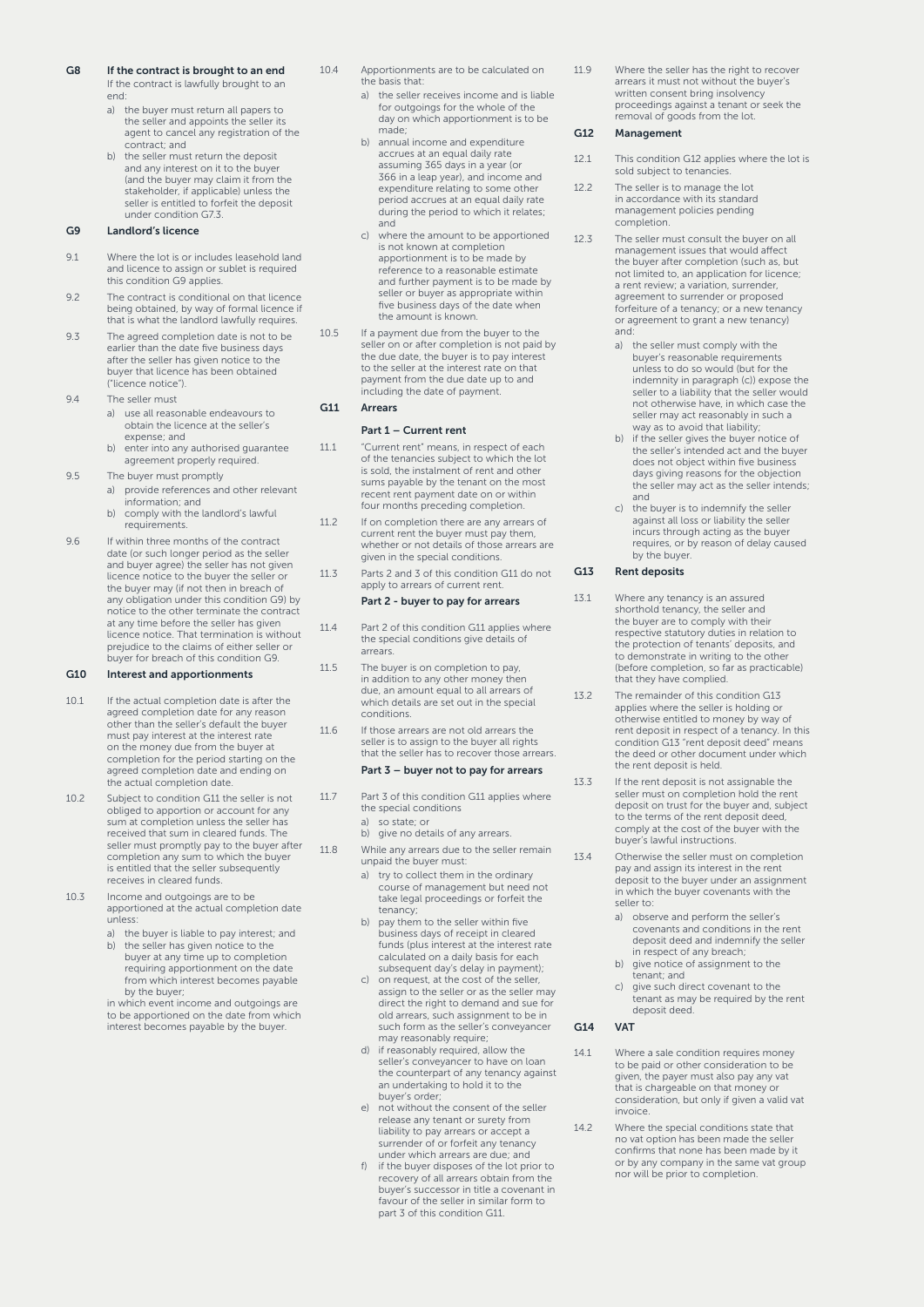## G8 If the contract is brought to an end

If the contract is lawfully brought to an end:

a) the buyer must return all papers to the seller and appoints the seller its agent to cancel any registration of the contract; and

b) the seller must return the deposit and any interest on it to the buyer (and the buyer may claim it from the stakeholder, if applicable) unless the seller is entitled to forfeit the deposit under condition G7.3.

## G9 Landlord's licence

9.1 Where the lot is or includes leasehold land and licence to assign or sublet is required this condition G9 applies.

9.2 The contract is conditional on that licence being obtained, by way of formal licence if that is what the landlord lawfully requires.

9.3 The agreed completion date is not to be earlier than the date five business days after the seller has given notice to the buyer that licence has been obtained ("licence notice").

9.4 The seller must

a) use all reasonable endeavours to obtain the licence at the seller's expense; and

b) enter into any authorised guarantee agreement properly required.

9.5 The buyer must promptly

a) provide references and other relevant information; and

b) comply with the landlord's lawful requirements.

9.6 If within three months of the contract date (or such longer period as the seller and buyer agree) the seller has not given licence notice to the buyer the seller or the buyer may (if not then in breach of any obligation under this condition G9) by notice to the other terminate the contract at any time before the seller has given licence notice. That termination is without prejudice to the claims of either seller or buyer for breach of this condition G9.

## G10 Interest and apportionments

10.1 If the actual completion date is after the agreed completion date for any reason other than the seller's default the buyer must pay interest at the interest rate on the money due from the buyer at completion for the period starting on the agreed completion date and ending on the actual completion date.

10.2 Subject to condition G11 the seller is not obliged to apportion or account for any sum at completion unless the seller has received that sum in cleared funds. The seller must promptly pay to the buyer after completion any sum to which the buyer is entitled that the seller subsequently receives in cleared funds.

10.3 Income and outgoings are to be apportioned at the actual completion date unless:

a) the buyer is liable to pay interest; and

b) the seller has given notice to the buyer at any time up to completion requiring apportionment on the date from which interest becomes payable by the buyer;

in which event income and outgoings are to be apportioned on the date from which interest becomes payable by the buyer.

10.4 Apportionments are to be calculated on the basis that:

a) the seller receives income and is liable for outgoings for the whole of the day on which apportionment is to be made;

b) annual income and expenditure accrues at an equal daily rate assuming 365 days in a year (or 366 in a leap year), and income and expenditure relating to some other period accrues at an equal daily rate during the period to which it relates; and

c) where the amount to be apportioned is not known at completion apportionment is to be made by reference to a reasonable estimate and further payment is to be made by seller or buyer as appropriate within five business days of the date when the amount is known.

10.5 If a payment due from the buyer to the seller on or after completion is not paid by the due date, the buyer is to pay interest to the seller at the interest rate on that payment from the due date up to and including the date of payment.

## G11 Arrears

### Part 1 – Current rent

11.1 "Current rent" means, in respect of each of the tenancies subject to which the lot is sold, the instalment of rent and other sums payable by the tenant on the most recent rent payment date on or within four months preceding completion.

11.2 If on completion there are any arrears of current rent the buyer must pay them, whether or not details of those arrears are given in the special conditions.

11.3 Parts 2 and 3 of this condition G11 do not apply to arrears of current rent.

### Part 2 - buyer to pay for arrears

11.4 Part 2 of this condition G11 applies where the special conditions give details of arrears.

11.5 The buyer is on completion to pay, in addition to any other money then due, an amount equal to all arrears of which details are set out in the special conditions.

11.6 If those arrears are not old arrears the seller is to assign to the buyer all rights that the seller has to recover those arrears.

### Part 3 – buyer not to pay for arrears

11.7 Part 3 of this condition G11 applies where the special conditions

a) so state; or

b) give no details of any arrears.

11.8 While any arrears due to the seller remain unpaid the buyer must:

a) try to collect them in the ordinary course of management but need not take legal proceedings or forfeit the tenancy;

b) pay them to the seller within five business days of receipt in cleared funds (plus interest at the interest rate calculated on a daily basis for each subsequent day's delay in payment);

c) on request, at the cost of the seller, assign to the seller or as the seller may direct the right to demand and sue for old arrears, such assignment to be in such form as the seller's conveyancer may reasonably require;

d) if reasonably required, allow the seller's conveyancer to have on loan the counterpart of any tenancy against an undertaking to hold it to the buyer's order;

e) not without the consent of the seller release any tenant or surety from liability to pay arrears or accept a surrender of or forfeit any tenancy under which arrears are due; and

f) if the buyer disposes of the lot prior to recovery of all arrears obtain from the buyer's successor in title a covenant in favour of the seller in similar form to part 3 of this condition G11.

11.9 Where the seller has the right to recover arrears it must not without the buyer's written consent bring insolvency proceedings against a tenant or seek the removal of goods from the lot.

## G12 Management

12.1 This condition G12 applies where the lot is sold subject to tenancies.

12.2 The seller is to manage the lot in accordance with its standard management policies pending completion.

12.3 The seller must consult the buyer on all management issues that would affect the buyer after completion (such as, but not limited to, an application for licence; a rent review; a variation, surrender, agreement to surrender or proposed forfeiture of a tenancy; or a new tenancy or agreement to grant a new tenancy) and:

a) the seller must comply with the buyer's reasonable requirements unless to do so would (but for the indemnity in paragraph (c)) expose the seller to a liability that the seller would not otherwise have, in which case the seller may act reasonably in such a way as to avoid that liability;

b) if the seller gives the buyer notice of the seller's intended act and the buyer does not object within five business days giving reasons for the objection the seller may act as the seller intends; and

c) the buyer is to indemnify the seller against all loss or liability the seller incurs through acting as the buyer requires, or by reason of delay caused by the buyer.

## G13 Rent deposits

13.1 Where any tenancy is an assured shorthold tenancy, the seller and the buyer are to comply with their respective statutory duties in relation to the protection of tenants' deposits, and to demonstrate in writing to the other (before completion, so far as practicable) that they have complied.

13.2 The remainder of this condition G13 applies where the seller is holding or otherwise entitled to money by way of rent deposit in respect of a tenancy. In this condition G13 "rent deposit deed" means the deed or other document under which the rent deposit is held.

13.3 If the rent deposit is not assignable the seller must on completion hold the rent deposit on trust for the buyer and, subject to the terms of the rent deposit deed, comply at the cost of the buyer with the buyer's lawful instructions.

13.4 Otherwise the seller must on completion pay and assign its interest in the rent deposit to the buyer under an assignment in which the buyer covenants with the seller to:

a) observe and perform the seller's covenants and conditions in the rent deposit deed and indemnify the seller in respect of any breach;

b) give notice of assignment to the tenant; and

c) give such direct covenant to the tenant as may be required by the rent deposit deed.

## G14 VAT

14.1 Where a sale condition requires money to be paid or other consideration to be given, the payer must also pay any vat that is chargeable on that money or consideration, but only if given a valid vat invoice.

14.2 Where the special conditions state that no vat option has been made the seller confirms that none has been made by it or by any company in the same vat group nor will be prior to completion.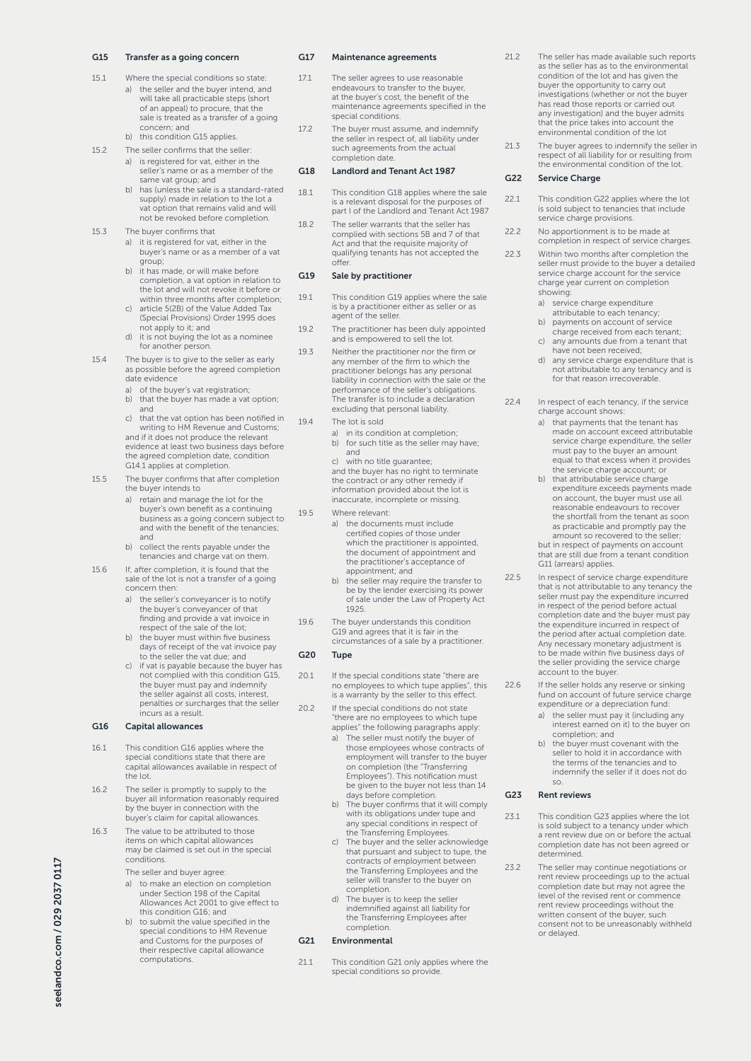## G15 Transfer as a going concern

15.1 Where the special conditions so state:
- a) the seller and the buyer intend, and will take all practicable steps (short of an appeal) to procure, that the sale is treated as a transfer of a going concern; and
- b) this condition G15 applies.

15.2 The seller confirms that the seller:
- a) is registered for vat, either in the seller's name or as a member of the same vat group; and
- b) has (unless the sale is a standard-rated supply) made in relation to the lot a vat option that remains valid and will not be revoked before completion.

15.3 The buyer confirms that
- a) it is registered for vat, either in the buyer's name or as a member of a vat group;
- b) it has made, or will make before completion, a vat option in relation to the lot and will not revoke it before or within three months after completion;
- c) article 5(2B) of the Value Added Tax (Special Provisions) Order 1995 does not apply to it; and
- d) it is not buying the lot as a nominee for another person.

15.4 The buyer is to give to the seller as early as possible before the agreed completion date evidence
- a) of the buyer's vat registration;
- b) that the buyer has made a vat option; and
- c) that the vat option has been notified in writing to HM Revenue and Customs;

and if it does not produce the relevant evidence at least two business days before the agreed completion date, condition G14.1 applies at completion.

15.5 The buyer confirms that after completion the buyer intends to
- a) retain and manage the lot for the buyer's own benefit as a continuing business as a going concern subject to and with the benefit of the tenancies; and
- b) collect the rents payable under the tenancies and charge vat on them.

15.6 If, after completion, it is found that the sale of the lot is not a transfer of a going concern then:
- a) the seller's conveyancer is to notify the buyer's conveyancer of that finding and provide a vat invoice in respect of the sale of the lot;
- b) the buyer must within five business days of receipt of the vat invoice pay to the seller the vat due; and
- c) if vat is payable because the buyer has not complied with this condition G15, the buyer must pay and indemnify the seller against all costs, interest, penalties or surcharges that the seller incurs as a result.

## G16 Capital allowances

16.1 This condition G16 applies where the special conditions state that there are capital allowances available in respect of the lot.

16.2 The seller is promptly to supply to the buyer all information reasonably required by the buyer in connection with the buyer's claim for capital allowances.

16.3 The value to be attributed to those items on which capital allowances may be claimed is set out in the special conditions.

The seller and buyer agree:
- a) to make an election on completion under Section 198 of the Capital Allowances Act 2001 to give effect to this condition G16; and
- b) to submit the value specified in the special conditions to HM Revenue and Customs for the purposes of their respective capital allowance computations.

## G17 Maintenance agreements

17.1 The seller agrees to use reasonable endeavours to transfer to the buyer, at the buyer's cost, the benefit of the maintenance agreements specified in the special conditions.

17.2 The buyer must assume, and indemnify the seller in respect of, all liability under such agreements from the actual completion date.

## G18 Landlord and Tenant Act 1987

18.1 This condition G18 applies where the sale is a relevant disposal for the purposes of part I of the Landlord and Tenant Act 1987

18.2 The seller warrants that the seller has complied with sections 5B and 7 of that Act and that the requisite majority of qualifying tenants has not accepted the offer.

## G19 Sale by practitioner

19.1 This condition G19 applies where the sale is by a practitioner either as seller or as agent of the seller.

19.2 The practitioner has been duly appointed and is empowered to sell the lot.

19.3 Neither the practitioner nor the firm or any member of the firm to which the practitioner belongs has any personal liability in connection with the sale or the performance of the seller's obligations. The transfer is to include a declaration excluding that personal liability.

19.4 The lot is sold
- a) in its condition at completion;
- b) for such title as the seller may have; and
- c) with no title guarantee;

and the buyer has no right to terminate the contract or any other remedy if information provided about the lot is inaccurate, incomplete or missing.

19.5 Where relevant:
- a) the documents must include certified copies of those under which the practitioner is appointed, the document of appointment and the practitioner's acceptance of appointment; and
- b) the seller may require the transfer to be by the lender exercising its power of sale under the Law of Property Act 1925.

19.6 The buyer understands this condition G19 and agrees that it is fair in the circumstances of a sale by a practitioner.

## G20 Tupe

20.1 If the special conditions state "there are no employees to which tupe applies", this is a warranty by the seller to this effect.

20.2 If the special conditions do not state "there are no employees to which tupe applies" the following paragraphs apply:
- a) The seller must notify the buyer of those employees whose contracts of employment will transfer to the buyer on completion (the "Transferring Employees"). This notification must be given to the buyer not less than 14 days before completion.
- b) The buyer confirms that it will comply with its obligations under tupe and any special conditions in respect of the Transferring Employees.
- c) The buyer and the seller acknowledge that pursuant and subject to tupe, the contracts of employment between the Transferring Employees and the seller will transfer to the buyer on completion.
- d) The buyer is to keep the seller indemnified against all liability for the Transferring Employees after completion.

## G21 Environmental

21.1 This condition G21 only applies where the special conditions so provide.

21.2 The seller has made available such reports as the seller has as to the environmental condition of the lot and has given the buyer the opportunity to carry out investigations (whether or not the buyer has read those reports or carried out any investigation) and the buyer admits that the price takes into account the environmental condition of the lot

21.3 The buyer agrees to indemnify the seller in respect of all liability for or resulting from the environmental condition of the lot.

## G22 Service Charge

22.1 This condition G22 applies where the lot is sold subject to tenancies that include service charge provisions.

22.2 No apportionment is to be made at completion in respect of service charges.

22.3 Within two months after completion the seller must provide to the buyer a detailed service charge account for the service charge year current on completion showing:
- a) service charge expenditure attributable to each tenancy;
- b) payments on account of service charge received from each tenant;
- c) any amounts due from a tenant that have not been received;
- d) any service charge expenditure that is not attributable to any tenancy and is for that reason irrecoverable.

22.4 In respect of each tenancy, if the service charge account shows:
- a) that payments that the tenant has made on account exceed attributable service charge expenditure, the seller must pay to the buyer an amount equal to that excess when it provides the service charge account; or
- b) that attributable service charge expenditure exceeds payments made on account, the buyer must use all reasonable endeavours to recover the shortfall from the tenant as soon as practicable and promptly pay the amount so recovered to the seller;

but in respect of payments on account that are still due from a tenant condition G11 (arrears) applies.

22.5 In respect of service charge expenditure that is not attributable to any tenancy the seller must pay the expenditure incurred in respect of the period before actual completion date and the buyer must pay the expenditure incurred in respect of the period after actual completion date. Any necessary monetary adjustment is to be made within five business days of the seller providing the service charge account to the buyer.

22.6 If the seller holds any reserve or sinking fund on account of future service charge expenditure or a depreciation fund:
- a) the seller must pay it (including any interest earned on it) to the buyer on completion; and
- b) the buyer must covenant with the seller to hold it in accordance with the terms of the tenancies and to indemnify the seller if it does not do so.

## G23 Rent reviews

23.1 This condition G23 applies where the lot is sold subject to a tenancy under which a rent review due on or before the actual completion date has not been agreed or determined.

23.2 The seller may continue negotiations or rent review proceedings up to the actual completion date but may not agree the level of the revised rent or commence rent review proceedings without the written consent of the buyer, such consent not to be unreasonably withheld or delayed.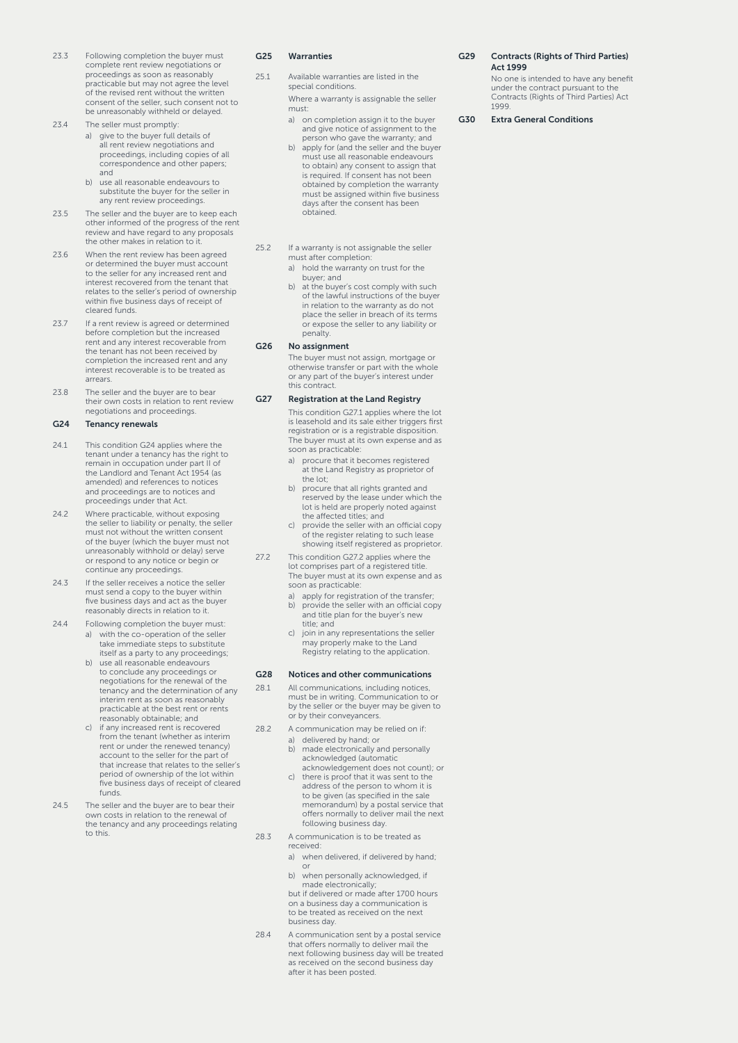23.3 Following completion the buyer must complete rent review negotiations or proceedings as soon as reasonably practicable but may not agree the level of the revised rent without the written consent of the seller, such consent not to be unreasonably withheld or delayed.

23.4 The seller must promptly:

a) give to the buyer full details of all rent review negotiations and proceedings, including copies of all correspondence and other papers; and

b) use all reasonable endeavours to substitute the buyer for the seller in any rent review proceedings.

23.5 The seller and the buyer are to keep each other informed of the progress of the rent review and have regard to any proposals the other makes in relation to it.

23.6 When the rent review has been agreed or determined the buyer must account to the seller for any increased rent and interest recovered from the tenant that relates to the seller's period of ownership within five business days of receipt of cleared funds.

23.7 If a rent review is agreed or determined before completion but the increased rent and any interest recoverable from the tenant has not been received by completion the increased rent and any interest recoverable is to be treated as arrears.

23.8 The seller and the buyer are to bear their own costs in relation to rent review negotiations and proceedings.

## G24 Tenancy renewals

24.1 This condition G24 applies where the tenant under a tenancy has the right to remain in occupation under part II of the Landlord and Tenant Act 1954 (as amended) and references to notices and proceedings are to notices and proceedings under that Act.

24.2 Where practicable, without exposing the seller to liability or penalty, the seller must not without the written consent of the buyer (which the buyer must not unreasonably withhold or delay) serve or respond to any notice or begin or continue any proceedings.

24.3 If the seller receives a notice the seller must send a copy to the buyer within five business days and act as the buyer reasonably directs in relation to it.

24.4 Following completion the buyer must:

a) with the co-operation of the seller take immediate steps to substitute itself as a party to any proceedings;

b) use all reasonable endeavours to conclude any proceedings or negotiations for the renewal of the tenancy and the determination of any interim rent as soon as reasonably practicable at the best rent or rents reasonably obtainable; and

c) if any increased rent is recovered from the tenant (whether as interim rent or under the renewed tenancy) account to the seller for the part of that increase that relates to the seller's period of ownership of the lot within five business days of receipt of cleared funds.

24.5 The seller and the buyer are to bear their own costs in relation to the renewal of the tenancy and any proceedings relating to this.

## G25 Warranties

25.1 Available warranties are listed in the special conditions.

Where a warranty is assignable the seller must:

a) on completion assign it to the buyer and give notice of assignment to the person who gave the warranty; and

b) apply for (and the seller and the buyer must use all reasonable endeavours to obtain) any consent to assign that is required. If consent has not been obtained by completion the warranty must be assigned within five business days after the consent has been obtained.

25.2 If a warranty is not assignable the seller must after completion:

a) hold the warranty on trust for the buyer; and

b) at the buyer's cost comply with such of the lawful instructions of the buyer in relation to the warranty as do not place the seller in breach of its terms or expose the seller to any liability or penalty.

## G26 No assignment

The buyer must not assign, mortgage or otherwise transfer or part with the whole or any part of the buyer's interest under this contract.

## G27 Registration at the Land Registry

This condition G27.1 applies where the lot is leasehold and its sale either triggers first registration or is a registrable disposition. The buyer must at its own expense and as soon as practicable:

a) procure that it becomes registered at the Land Registry as proprietor of the lot;

b) procure that all rights granted and reserved by the lease under which the lot is held are properly noted against the affected titles; and

c) provide the seller with an official copy of the register relating to such lease showing itself registered as proprietor.

27.2 This condition G27.2 applies where the lot comprises part of a registered title. The buyer must at its own expense and as soon as practicable:

a) apply for registration of the transfer;

b) provide the seller with an official copy and title plan for the buyer's new title; and

c) join in any representations the seller may properly make to the Land Registry relating to the application.

## G28 Notices and other communications

28.1 All communications, including notices, must be in writing. Communication to or by the seller or the buyer may be given to or by their conveyancers.

28.2 A communication may be relied on if:

a) delivered by hand; or

b) made electronically and personally acknowledged (automatic acknowledgement does not count); or

c) there is proof that it was sent to the address of the person to whom it is to be given (as specified in the sale memorandum) by a postal service that offers normally to deliver mail the next following business day.

28.3 A communication is to be treated as received:

a) when delivered, if delivered by hand; or

b) when personally acknowledged, if made electronically;

but if delivered or made after 1700 hours on a business day a communication is to be treated as received on the next business day.

28.4 A communication sent by a postal service that offers normally to deliver mail the next following business day will be treated as received on the second business day after it has been posted.

## G29 Contracts (Rights of Third Parties) Act 1999

No one is intended to have any benefit under the contract pursuant to the Contracts (Rights of Third Parties) Act 1999.

## G30 Extra General Conditions